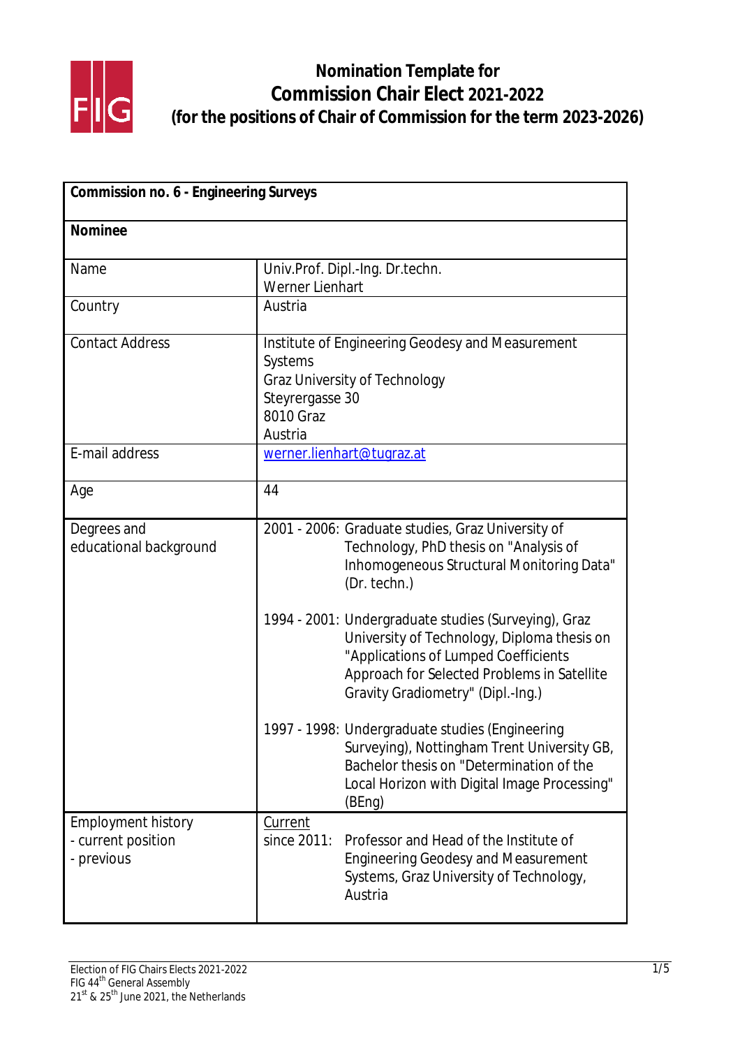# Nomination Template for Commission Chair Elect 2021-2022 (for the positions of Chair of Commission for the term 2023-2026)

| **Commission no. 6 - Engineering Surveys** | |
|---|---|
| **Nominee** | |
| Name | Univ.Prof. Dipl.-Ing. Dr.techn. Werner Lienhart |
| Country | Austria |
| Contact Address | Institute of Engineering Geodesy and Measurement Systems<br>Graz University of Technology<br>Steyrergasse 30<br>8010 Graz<br>Austria |
| E-mail address | werner.lienhart@tugraz.at |
| Age | 44 |
| Degrees and educational background | 2001 - 2006: Graduate studies, Graz University of Technology, PhD thesis on "Analysis of Inhomogeneous Structural Monitoring Data" (Dr. techn.)<br><br>1994 - 2001: Undergraduate studies (Surveying), Graz University of Technology, Diploma thesis on "Applications of Lumped Coefficients Approach for Selected Problems in Satellite Gravity Gradiometry" (Dipl.-Ing.)<br><br>1997 - 1998: Undergraduate studies (Engineering Surveying), Nottingham Trent University GB, Bachelor thesis on "Determination of the Local Horizon with Digital Image Processing" (BEng) |
| Employment history<br>- current position<br>- previous | Current<br>since 2011: Professor and Head of the Institute of Engineering Geodesy and Measurement Systems, Graz University of Technology, Austria |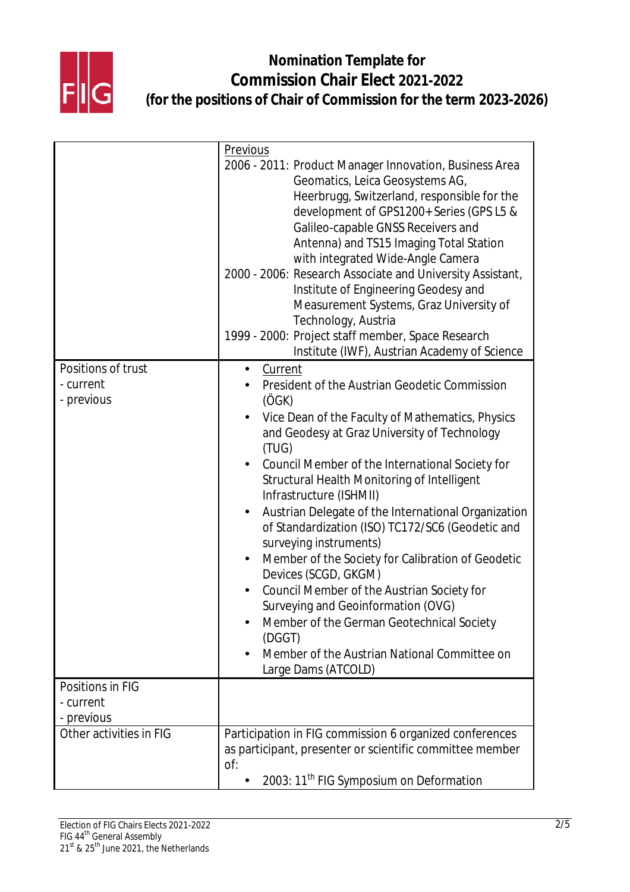# Nomination Template for Commission Chair Elect 2021-2022 (for the positions of Chair of Commission for the term 2023-2026)

| | |
|---|---|
| | Previous<br>2006 - 2011: Product Manager Innovation, Business Area Geomatics, Leica Geosystems AG, Heerbrugg, Switzerland, responsible for the development of GPS1200+ Series (GPS L5 & Galileo-capable GNSS Receivers and Antenna) and TS15 Imaging Total Station with integrated Wide-Angle Camera<br>2000 - 2006: Research Associate and University Assistant, Institute of Engineering Geodesy and Measurement Systems, Graz University of Technology, Austria<br>1999 - 2000: Project staff member, Space Research Institute (IWF), Austrian Academy of Science |
| Positions of trust<br>- current<br>- previous | • Current<br>• President of the Austrian Geodetic Commission (ÖGK)<br>• Vice Dean of the Faculty of Mathematics, Physics and Geodesy at Graz University of Technology (TUG)<br>• Council Member of the International Society for Structural Health Monitoring of Intelligent Infrastructure (ISHMII)<br>• Austrian Delegate of the International Organization of Standardization (ISO) TC172/SC6 (Geodetic and surveying instruments)<br>• Member of the Society for Calibration of Geodetic Devices (SCGD, GKGM)<br>• Council Member of the Austrian Society for Surveying and Geoinformation (OVG)<br>• Member of the German Geotechnical Society (DGGT)<br>• Member of the Austrian National Committee on Large Dams (ATCOLD) |
| Positions in FIG<br>- current<br>- previous | |
| Other activities in FIG | Participation in FIG commission 6 organized conferences as participant, presenter or scientific committee member of:<br>• 2003: 11th FIG Symposium on Deformation |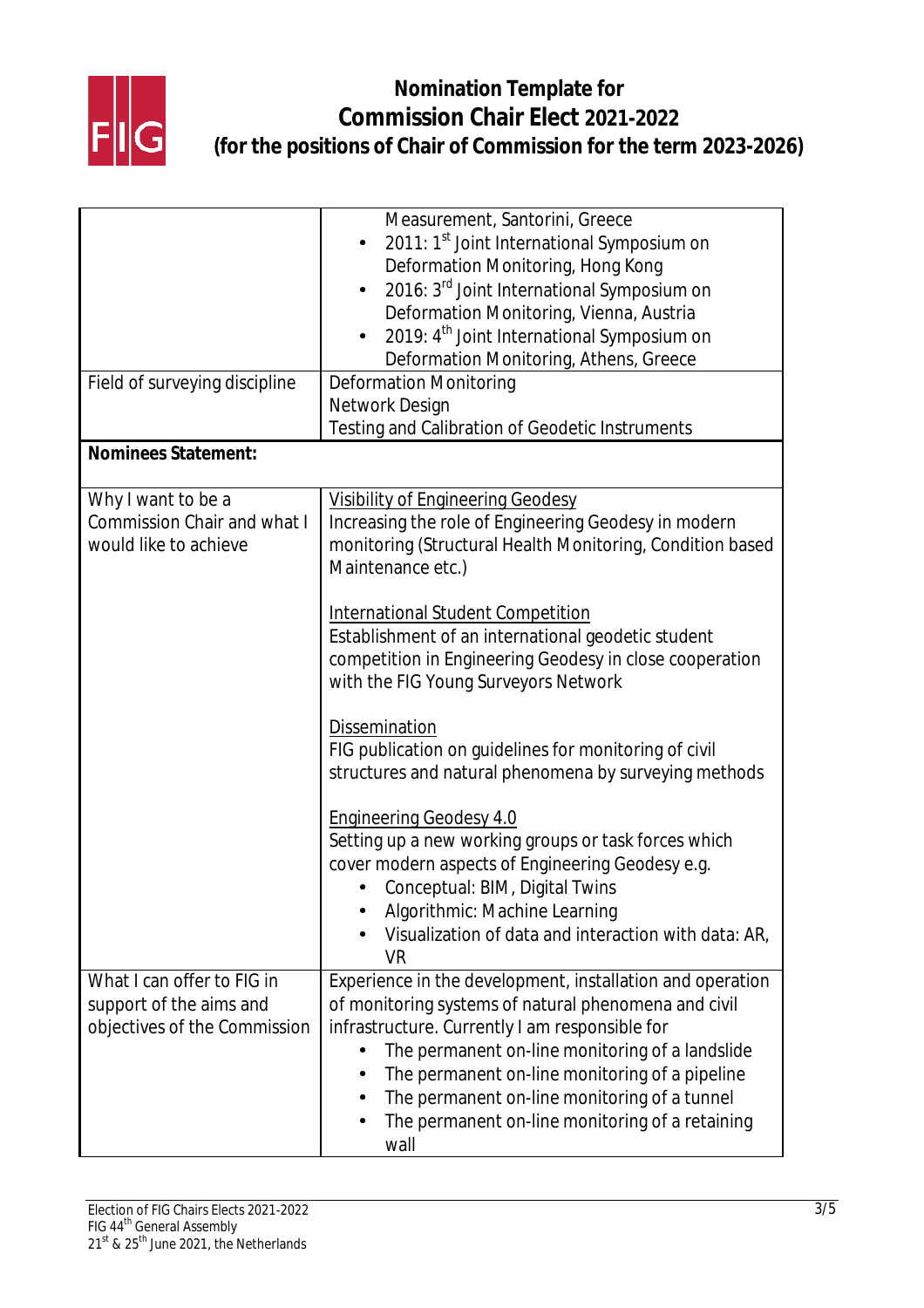# Nomination Template for Commission Chair Elect 2021-2022 (for the positions of Chair of Commission for the term 2023-2026)

| | |
|---|---|
| | Measurement, Santorini, Greece<br>• 2011: 1st Joint International Symposium on Deformation Monitoring, Hong Kong<br>• 2016: 3rd Joint International Symposium on Deformation Monitoring, Vienna, Austria<br>• 2019: 4th Joint International Symposium on Deformation Monitoring, Athens, Greece |
| Field of surveying discipline | Deformation Monitoring<br>Network Design<br>Testing and Calibration of Geodetic Instruments |
| **Nominees Statement:** | |
| Why I want to be a Commission Chair and what I would like to achieve | <u>Visibility of Engineering Geodesy</u><br>Increasing the role of Engineering Geodesy in modern monitoring (Structural Health Monitoring, Condition based Maintenance etc.)<br><br><u>International Student Competition</u><br>Establishment of an international geodetic student competition in Engineering Geodesy in close cooperation with the FIG Young Surveyors Network<br><br><u>Dissemination</u><br>FIG publication on guidelines for monitoring of civil structures and natural phenomena by surveying methods<br><br><u>Engineering Geodesy 4.0</u><br>Setting up a new working groups or task forces which cover modern aspects of Engineering Geodesy e.g.<br>• Conceptual: BIM, Digital Twins<br>• Algorithmic: Machine Learning<br>• Visualization of data and interaction with data: AR, VR |
| What I can offer to FIG in support of the aims and objectives of the Commission | Experience in the development, installation and operation of monitoring systems of natural phenomena and civil infrastructure. Currently I am responsible for<br>• The permanent on-line monitoring of a landslide<br>• The permanent on-line monitoring of a pipeline<br>• The permanent on-line monitoring of a tunnel<br>• The permanent on-line monitoring of a retaining wall |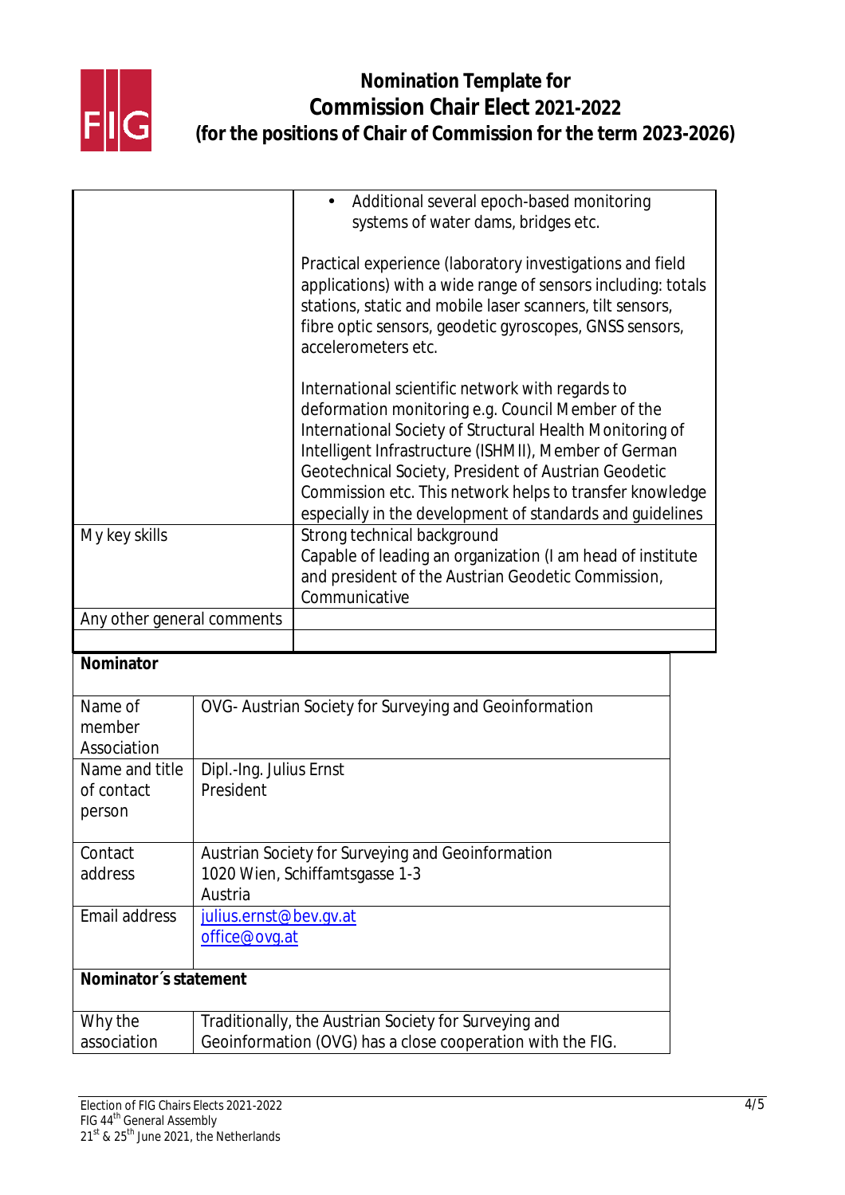# Nomination Template for Commission Chair Elect 2021-2022 (for the positions of Chair of Commission for the term 2023-2026)

| | |
|---|---|
| | • Additional several epoch-based monitoring systems of water dams, bridges etc.<br><br>Practical experience (laboratory investigations and field applications) with a wide range of sensors including: totals stations, static and mobile laser scanners, tilt sensors, fibre optic sensors, geodetic gyroscopes, GNSS sensors, accelerometers etc.<br><br>International scientific network with regards to deformation monitoring e.g. Council Member of the International Society of Structural Health Monitoring of Intelligent Infrastructure (ISHMII), Member of German Geotechnical Society, President of Austrian Geodetic Commission etc. This network helps to transfer knowledge especially in the development of standards and guidelines |
| My key skills | Strong technical background<br>Capable of leading an organization (I am head of institute and president of the Austrian Geodetic Commission,<br>Communicative |
| Any other general comments | |
| | |

| **Nominator** | |
|---|---|
| Name of member Association | OVG- Austrian Society for Surveying and Geoinformation |
| Name and title of contact person | Dipl.-Ing. Julius Ernst<br>President |
| Contact address | Austrian Society for Surveying and Geoinformation<br>1020 Wien, Schiffamtsgasse 1-3<br>Austria |
| Email address | julius.ernst@bev.gv.at<br>office@ovg.at |
| **Nominator´s statement** | |
| Why the association | Traditionally, the Austrian Society for Surveying and Geoinformation (OVG) has a close cooperation with the FIG. |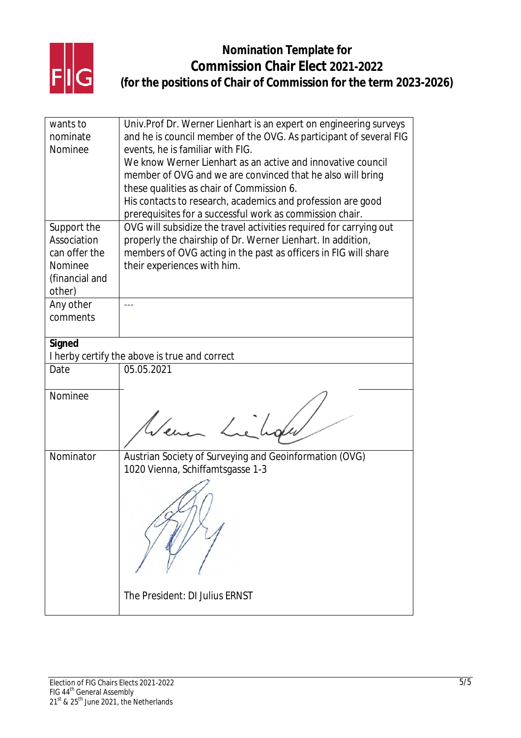# Nomination Template for Commission Chair Elect 2021-2022 (for the positions of Chair of Commission for the term 2023-2026)

| | |
|---|---|
| wants to nominate Nominee | Univ.Prof Dr. Werner Lienhart is an expert on engineering surveys and he is council member of the OVG. As participant of several FIG events, he is familiar with FIG.<br>We know Werner Lienhart as an active and innovative council member of OVG and we are convinced that he also will bring these qualities as chair of Commission 6.<br>His contacts to research, academics and profession are good prerequisites for a successful work as commission chair. |
| Support the Association can offer the Nominee (financial and other) | OVG will subsidize the travel activities required for carrying out properly the chairship of Dr. Werner Lienhart. In addition, members of OVG acting in the past as officers in FIG will share their experiences with him. |
| Any other comments | --- |
| **Signed**<br>I herby certify the above is true and correct | |
| Date | 05.05.2021 |
| Nominee | |
| Nominator | Austrian Society of Surveying and Geoinformation (OVG)<br>1020 Vienna, Schiffamtsgasse 1-3<br><br>The President: DI Julius ERNST |